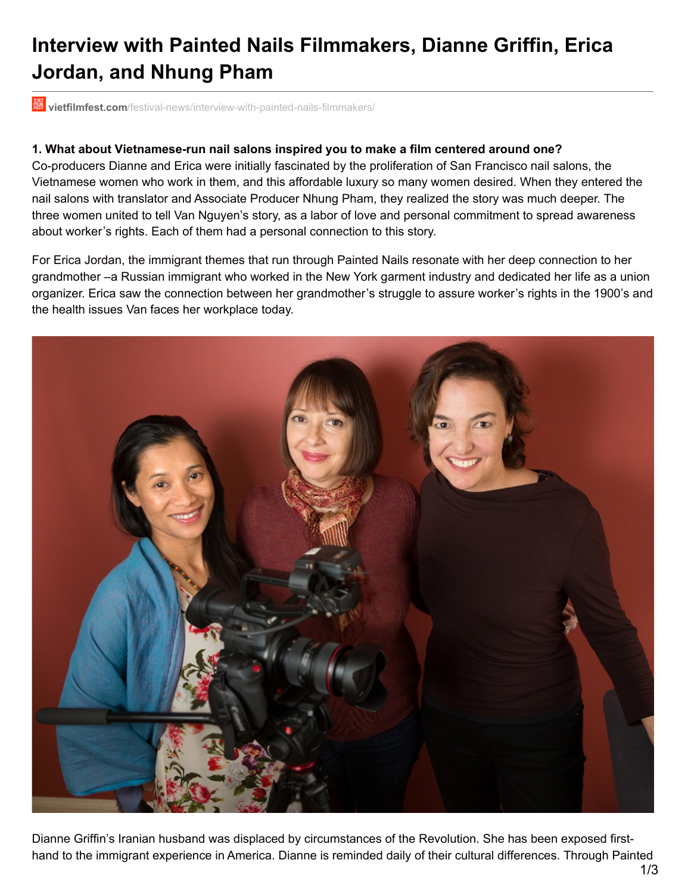# Interview with Painted Nails Filmmakers, Dianne Griffin, Erica Jordan, and Nhung Pham

vietfilmfest.com/festival-news/interview-with-painted-nails-filmmakers/

**1. What about Vietnamese-run nail salons inspired you to make a film centered around one?**

Co-producers Dianne and Erica were initially fascinated by the proliferation of San Francisco nail salons, the Vietnamese women who work in them, and this affordable luxury so many women desired. When they entered the nail salons with translator and Associate Producer Nhung Pham, they realized the story was much deeper. The three women united to tell Van Nguyen's story, as a labor of love and personal commitment to spread awareness about worker's rights. Each of them had a personal connection to this story.

For Erica Jordan, the immigrant themes that run through Painted Nails resonate with her deep connection to her grandmother –a Russian immigrant who worked in the New York garment industry and dedicated her life as a union organizer. Erica saw the connection between her grandmother's struggle to assure worker's rights in the 1900's and the health issues Van faces her workplace today.

Dianne Griffin's Iranian husband was displaced by circumstances of the Revolution. She has been exposed first-hand to the immigrant experience in America. Dianne is reminded daily of their cultural differences. Through Painted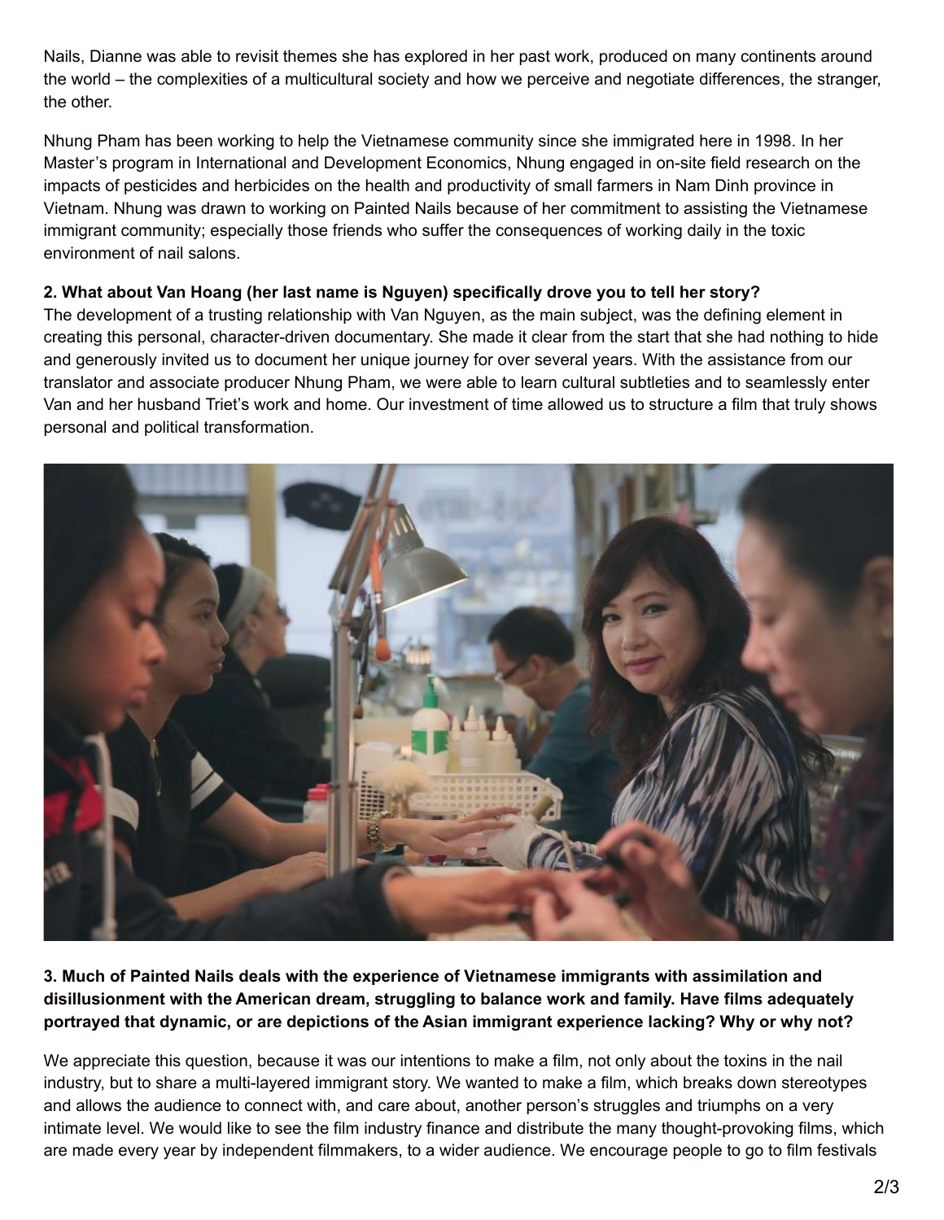Nails, Dianne was able to revisit themes she has explored in her past work, produced on many continents around the world – the complexities of a multicultural society and how we perceive and negotiate differences, the stranger, the other.

Nhung Pham has been working to help the Vietnamese community since she immigrated here in 1998. In her Master's program in International and Development Economics, Nhung engaged in on-site field research on the impacts of pesticides and herbicides on the health and productivity of small farmers in Nam Dinh province in Vietnam. Nhung was drawn to working on Painted Nails because of her commitment to assisting the Vietnamese immigrant community; especially those friends who suffer the consequences of working daily in the toxic environment of nail salons.

**2. What about Van Hoang (her last name is Nguyen) specifically drove you to tell her story?**

The development of a trusting relationship with Van Nguyen, as the main subject, was the defining element in creating this personal, character-driven documentary. She made it clear from the start that she had nothing to hide and generously invited us to document her unique journey for over several years. With the assistance from our translator and associate producer Nhung Pham, we were able to learn cultural subtleties and to seamlessly enter Van and her husband Triet's work and home. Our investment of time allowed us to structure a film that truly shows personal and political transformation.

**3. Much of Painted Nails deals with the experience of Vietnamese immigrants with assimilation and disillusionment with the American dream, struggling to balance work and family. Have films adequately portrayed that dynamic, or are depictions of the Asian immigrant experience lacking? Why or why not?**

We appreciate this question, because it was our intentions to make a film, not only about the toxins in the nail industry, but to share a multi-layered immigrant story. We wanted to make a film, which breaks down stereotypes and allows the audience to connect with, and care about, another person's struggles and triumphs on a very intimate level. We would like to see the film industry finance and distribute the many thought-provoking films, which are made every year by independent filmmakers, to a wider audience. We encourage people to go to film festivals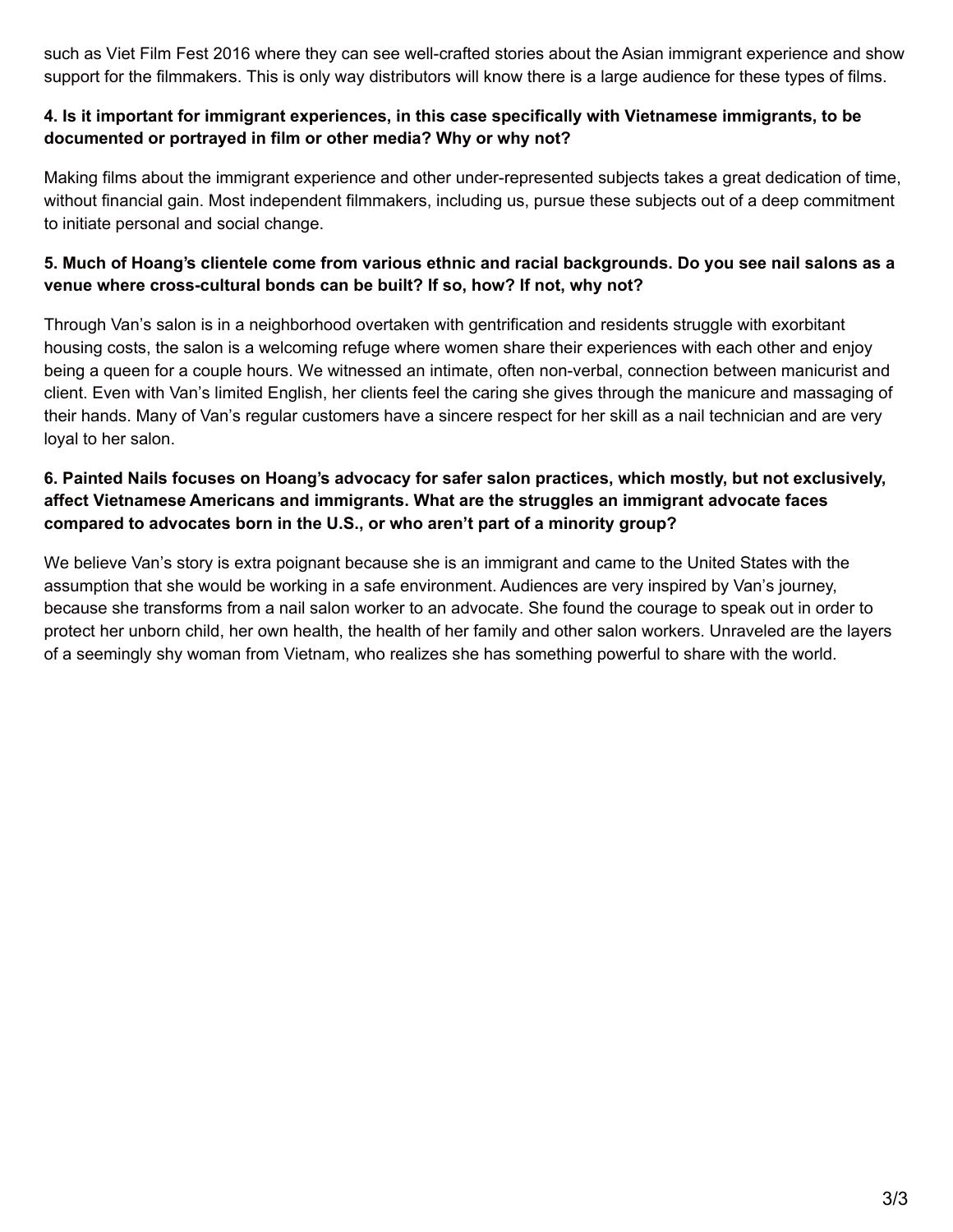such as Viet Film Fest 2016 where they can see well-crafted stories about the Asian immigrant experience and show support for the filmmakers. This is only way distributors will know there is a large audience for these types of films.

**4. Is it important for immigrant experiences, in this case specifically with Vietnamese immigrants, to be documented or portrayed in film or other media? Why or why not?**

Making films about the immigrant experience and other under-represented subjects takes a great dedication of time, without financial gain. Most independent filmmakers, including us, pursue these subjects out of a deep commitment to initiate personal and social change.

**5. Much of Hoang's clientele come from various ethnic and racial backgrounds. Do you see nail salons as a venue where cross-cultural bonds can be built? If so, how? If not, why not?**

Through Van's salon is in a neighborhood overtaken with gentrification and residents struggle with exorbitant housing costs, the salon is a welcoming refuge where women share their experiences with each other and enjoy being a queen for a couple hours. We witnessed an intimate, often non-verbal, connection between manicurist and client. Even with Van's limited English, her clients feel the caring she gives through the manicure and massaging of their hands. Many of Van's regular customers have a sincere respect for her skill as a nail technician and are very loyal to her salon.

**6. Painted Nails focuses on Hoang's advocacy for safer salon practices, which mostly, but not exclusively, affect Vietnamese Americans and immigrants. What are the struggles an immigrant advocate faces compared to advocates born in the U.S., or who aren't part of a minority group?**

We believe Van's story is extra poignant because she is an immigrant and came to the United States with the assumption that she would be working in a safe environment. Audiences are very inspired by Van's journey, because she transforms from a nail salon worker to an advocate. She found the courage to speak out in order to protect her unborn child, her own health, the health of her family and other salon workers. Unraveled are the layers of a seemingly shy woman from Vietnam, who realizes she has something powerful to share with the world.